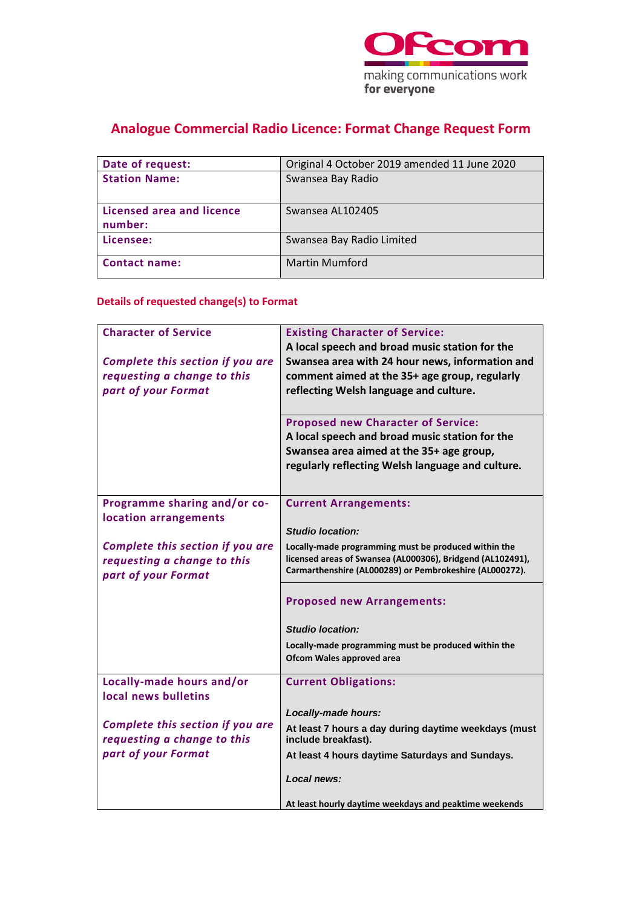# Analogue Commercial Radio Licence: Format Change Request Form

| | |
|---|---|
| **Date of request:** | Original 4 October 2019 amended 11 June 2020 |
| **Station Name:** | Swansea Bay Radio |
| **Licensed area and licence number:** | Swansea AL102405 |
| **Licensee:** | Swansea Bay Radio Limited |
| **Contact name:** | Martin Mumford |

## Details of requested change(s) to Format

| | |
|---|---|
| **Character of Service**<br><br>***Complete this section if you are requesting a change to this part of your Format*** | **Existing Character of Service:**<br>**A local speech and broad music station for the Swansea area with 24 hour news, information and comment aimed at the 35+ age group, regularly reflecting Welsh language and culture.** |
| | **Proposed new Character of Service:**<br>**A local speech and broad music station for the Swansea area aimed at the 35+ age group, regularly reflecting Welsh language and culture.** |
| **Programme sharing and/or co-location arrangements**<br><br>***Complete this section if you are requesting a change to this part of your Format*** | **Current Arrangements:**<br><br>***Studio location:***<br>**Locally-made programming must be produced within the licensed areas of Swansea (AL000306), Bridgend (AL102491), Carmarthenshire (AL000289) or Pembrokeshire (AL000272).** |
| | **Proposed new Arrangements:**<br><br>***Studio location:***<br>**Locally-made programming must be produced within the Ofcom Wales approved area** |
| **Locally-made hours and/or local news bulletins**<br><br>***Complete this section if you are requesting a change to this part of your Format*** | **Current Obligations:**<br><br>***Locally-made hours:***<br>**At least 7 hours a day during daytime weekdays (must include breakfast).**<br>**At least 4 hours daytime Saturdays and Sundays.**<br><br>***Local news:***<br><br>**At least hourly daytime weekdays and peaktime weekends** |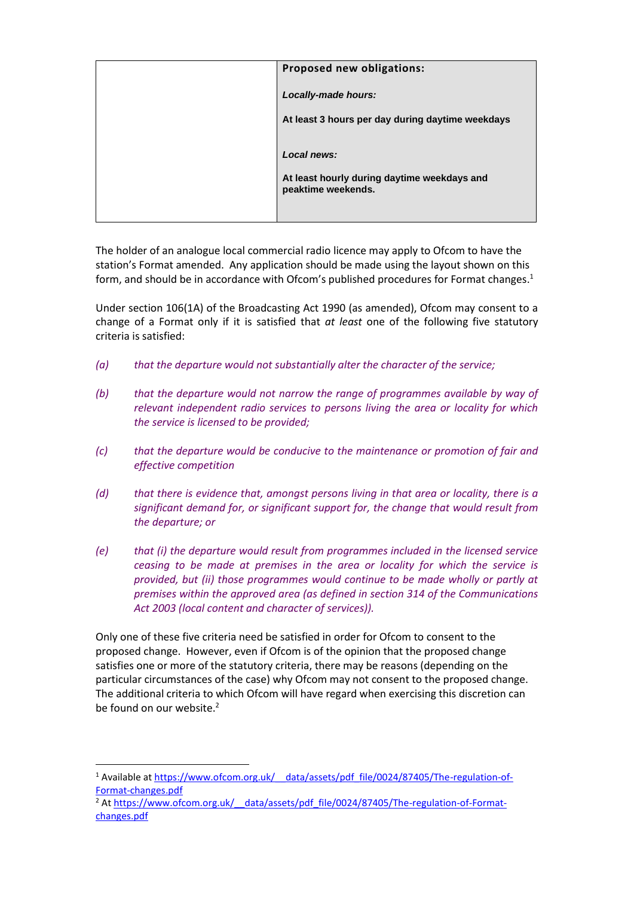| | **Proposed new obligations:**<br><br>***Locally-made hours:***<br><br>**At least 3 hours per day during daytime weekdays**<br><br>***Local news:***<br><br>**At least hourly during daytime weekdays and peaktime weekends.** |
|---|---|

The holder of an analogue local commercial radio licence may apply to Ofcom to have the station's Format amended. Any application should be made using the layout shown on this form, and should be in accordance with Ofcom's published procedures for Format changes.[1]

Under section 106(1A) of the Broadcasting Act 1990 (as amended), Ofcom may consent to a change of a Format only if it is satisfied that *at least* one of the following five statutory criteria is satisfied:

*(a) that the departure would not substantially alter the character of the service;*

*(b) that the departure would not narrow the range of programmes available by way of relevant independent radio services to persons living the area or locality for which the service is licensed to be provided;*

*(c) that the departure would be conducive to the maintenance or promotion of fair and effective competition*

*(d) that there is evidence that, amongst persons living in that area or locality, there is a significant demand for, or significant support for, the change that would result from the departure; or*

*(e) that (i) the departure would result from programmes included in the licensed service ceasing to be made at premises in the area or locality for which the service is provided, but (ii) those programmes would continue to be made wholly or partly at premises within the approved area (as defined in section 314 of the Communications Act 2003 (local content and character of services)).*

Only one of these five criteria need be satisfied in order for Ofcom to consent to the proposed change. However, even if Ofcom is of the opinion that the proposed change satisfies one or more of the statutory criteria, there may be reasons (depending on the particular circumstances of the case) why Ofcom may not consent to the proposed change. The additional criteria to which Ofcom will have regard when exercising this discretion can be found on our website.[2]

---

[1] Available at https://www.ofcom.org.uk/__data/assets/pdf_file/0024/87405/The-regulation-of-Format-changes.pdf

[2] At https://www.ofcom.org.uk/__data/assets/pdf_file/0024/87405/The-regulation-of-Format-changes.pdf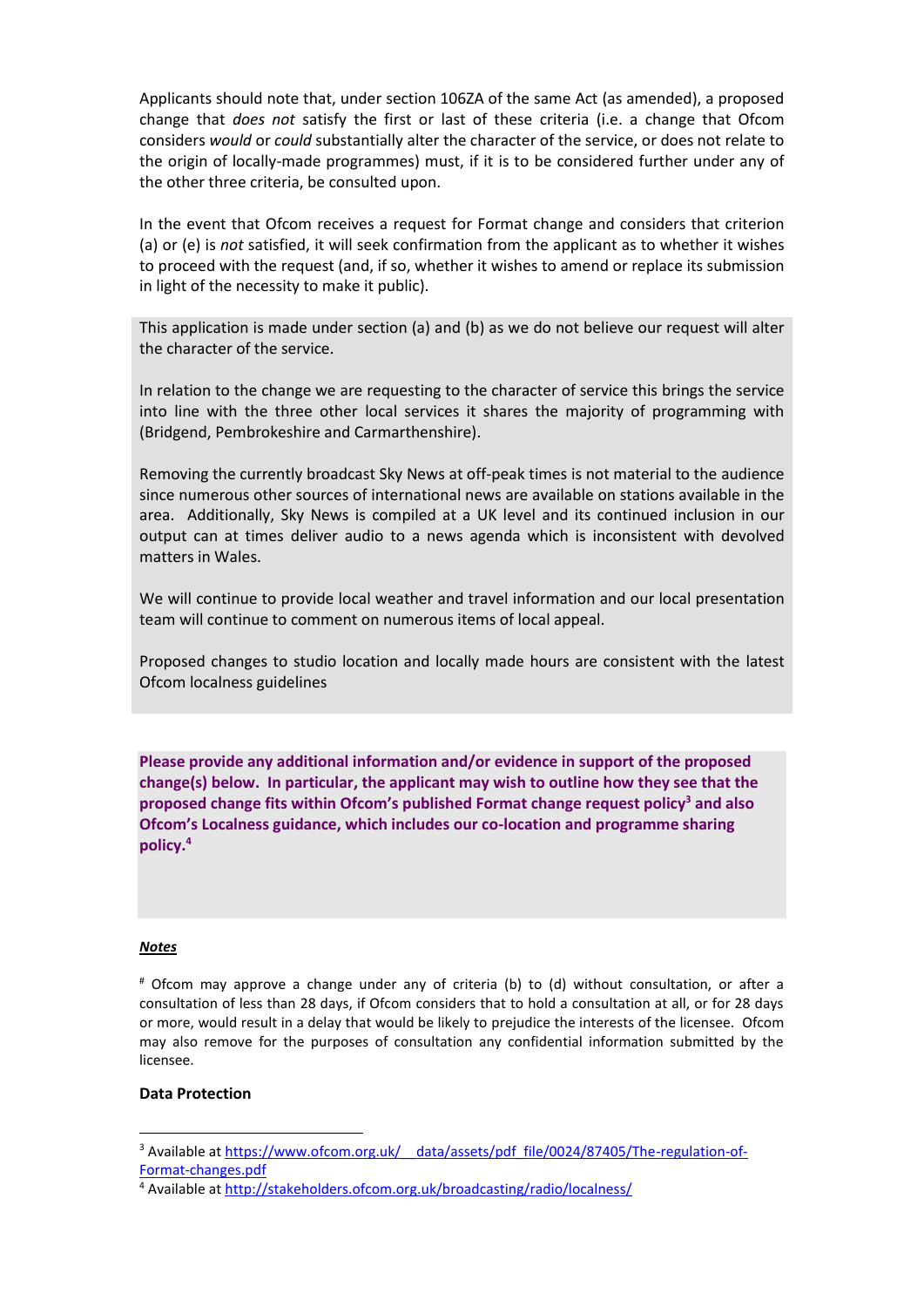Applicants should note that, under section 106ZA of the same Act (as amended), a proposed change that *does not* satisfy the first or last of these criteria (i.e. a change that Ofcom considers *would* or *could* substantially alter the character of the service, or does not relate to the origin of locally-made programmes) must, if it is to be considered further under any of the other three criteria, be consulted upon.

In the event that Ofcom receives a request for Format change and considers that criterion (a) or (e) is *not* satisfied, it will seek confirmation from the applicant as to whether it wishes to proceed with the request (and, if so, whether it wishes to amend or replace its submission in light of the necessity to make it public).

This application is made under section (a) and (b) as we do not believe our request will alter the character of the service.

In relation to the change we are requesting to the character of service this brings the service into line with the three other local services it shares the majority of programming with (Bridgend, Pembrokeshire and Carmarthenshire).

Removing the currently broadcast Sky News at off-peak times is not material to the audience since numerous other sources of international news are available on stations available in the area. Additionally, Sky News is compiled at a UK level and its continued inclusion in our output can at times deliver audio to a news agenda which is inconsistent with devolved matters in Wales.

We will continue to provide local weather and travel information and our local presentation team will continue to comment on numerous items of local appeal.

Proposed changes to studio location and locally made hours are consistent with the latest Ofcom localness guidelines

**Please provide any additional information and/or evidence in support of the proposed change(s) below. In particular, the applicant may wish to outline how they see that the proposed change fits within Ofcom's published Format change request policy[3] and also Ofcom's Localness guidance, which includes our co-location and programme sharing policy.[4]**

***Notes***

[#] Ofcom may approve a change under any of criteria (b) to (d) without consultation, or after a consultation of less than 28 days, if Ofcom considers that to hold a consultation at all, or for 28 days or more, would result in a delay that would be likely to prejudice the interests of the licensee. Ofcom may also remove for the purposes of consultation any confidential information submitted by the licensee.

**Data Protection**

[3] Available at https://www.ofcom.org.uk/__data/assets/pdf_file/0024/87405/The-regulation-of-Format-changes.pdf

[4] Available at http://stakeholders.ofcom.org.uk/broadcasting/radio/localness/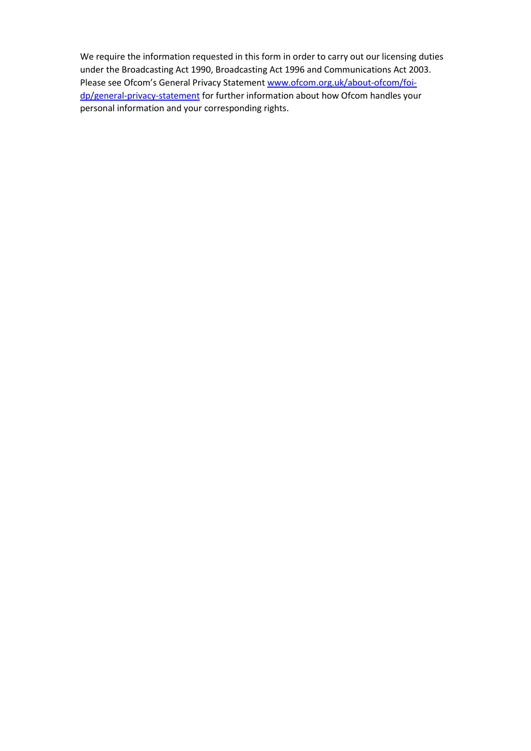We require the information requested in this form in order to carry out our licensing duties under the Broadcasting Act 1990, Broadcasting Act 1996 and Communications Act 2003. Please see Ofcom's General Privacy Statement [www.ofcom.org.uk/about-ofcom/foi-dp/general-privacy-statement](http://www.ofcom.org.uk/about-ofcom/foi-dp/general-privacy-statement) for further information about how Ofcom handles your personal information and your corresponding rights.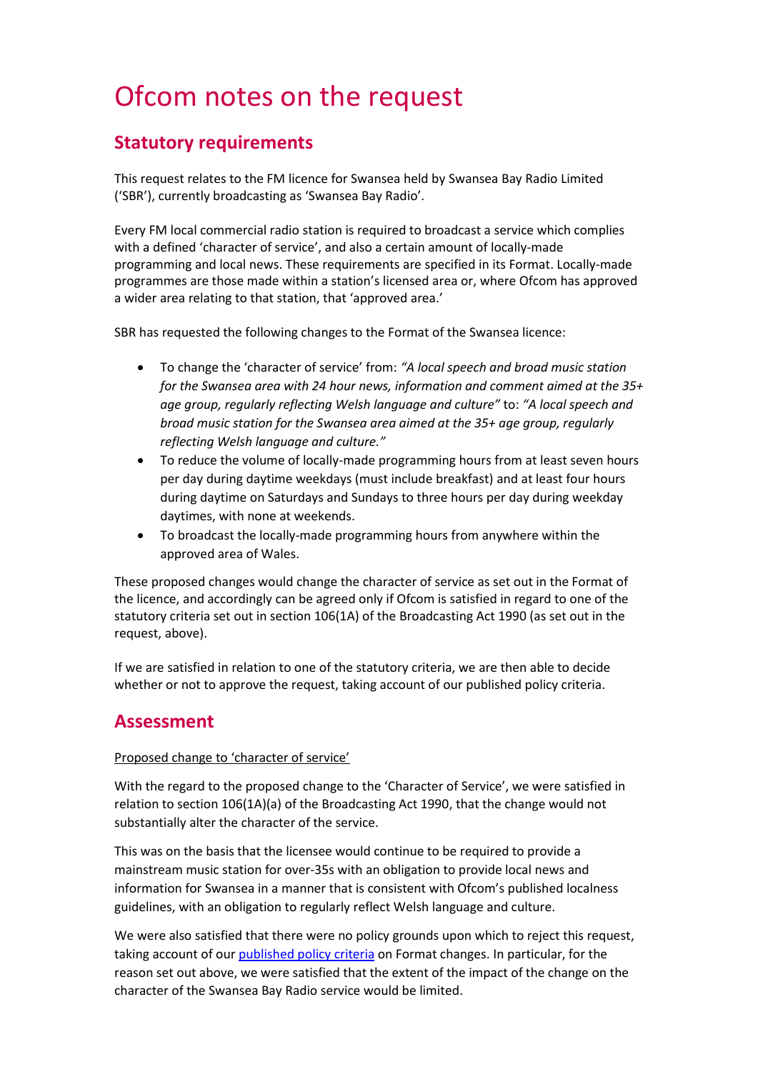# Ofcom notes on the request

## Statutory requirements

This request relates to the FM licence for Swansea held by Swansea Bay Radio Limited ('SBR'), currently broadcasting as 'Swansea Bay Radio'.

Every FM local commercial radio station is required to broadcast a service which complies with a defined 'character of service', and also a certain amount of locally-made programming and local news. These requirements are specified in its Format. Locally-made programmes are those made within a station's licensed area or, where Ofcom has approved a wider area relating to that station, that 'approved area.'

SBR has requested the following changes to the Format of the Swansea licence:

- To change the 'character of service' from: *"A local speech and broad music station for the Swansea area with 24 hour news, information and comment aimed at the 35+ age group, regularly reflecting Welsh language and culture"* to: *"A local speech and broad music station for the Swansea area aimed at the 35+ age group, regularly reflecting Welsh language and culture."*
- To reduce the volume of locally-made programming hours from at least seven hours per day during daytime weekdays (must include breakfast) and at least four hours during daytime on Saturdays and Sundays to three hours per day during weekday daytimes, with none at weekends.
- To broadcast the locally-made programming hours from anywhere within the approved area of Wales.

These proposed changes would change the character of service as set out in the Format of the licence, and accordingly can be agreed only if Ofcom is satisfied in regard to one of the statutory criteria set out in section 106(1A) of the Broadcasting Act 1990 (as set out in the request, above).

If we are satisfied in relation to one of the statutory criteria, we are then able to decide whether or not to approve the request, taking account of our published policy criteria.

## Assessment

Proposed change to 'character of service'

With the regard to the proposed change to the 'Character of Service', we were satisfied in relation to section 106(1A)(a) of the Broadcasting Act 1990, that the change would not substantially alter the character of the service.

This was on the basis that the licensee would continue to be required to provide a mainstream music station for over-35s with an obligation to provide local news and information for Swansea in a manner that is consistent with Ofcom's published localness guidelines, with an obligation to regularly reflect Welsh language and culture.

We were also satisfied that there were no policy grounds upon which to reject this request, taking account of our published policy criteria on Format changes. In particular, for the reason set out above, we were satisfied that the extent of the impact of the change on the character of the Swansea Bay Radio service would be limited.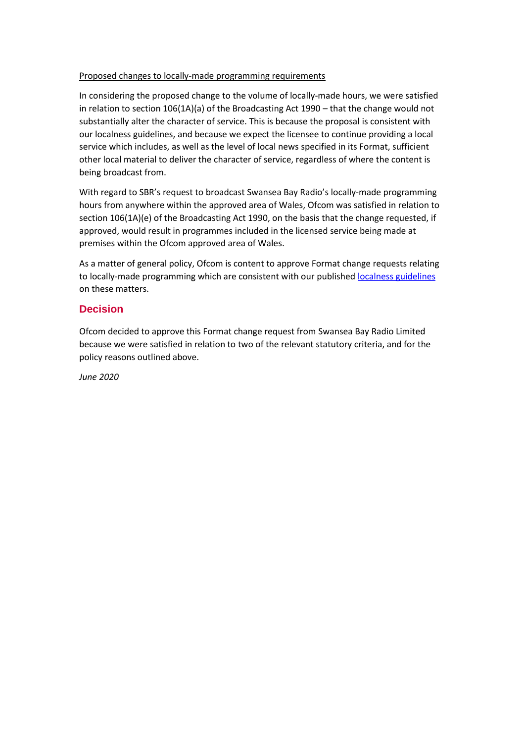Proposed changes to locally-made programming requirements

In considering the proposed change to the volume of locally-made hours, we were satisfied in relation to section 106(1A)(a) of the Broadcasting Act 1990 – that the change would not substantially alter the character of service. This is because the proposal is consistent with our localness guidelines, and because we expect the licensee to continue providing a local service which includes, as well as the level of local news specified in its Format, sufficient other local material to deliver the character of service, regardless of where the content is being broadcast from.

With regard to SBR's request to broadcast Swansea Bay Radio's locally-made programming hours from anywhere within the approved area of Wales, Ofcom was satisfied in relation to section 106(1A)(e) of the Broadcasting Act 1990, on the basis that the change requested, if approved, would result in programmes included in the licensed service being made at premises within the Ofcom approved area of Wales.

As a matter of general policy, Ofcom is content to approve Format change requests relating to locally-made programming which are consistent with our published localness guidelines on these matters.

## Decision

Ofcom decided to approve this Format change request from Swansea Bay Radio Limited because we were satisfied in relation to two of the relevant statutory criteria, and for the policy reasons outlined above.

*June 2020*